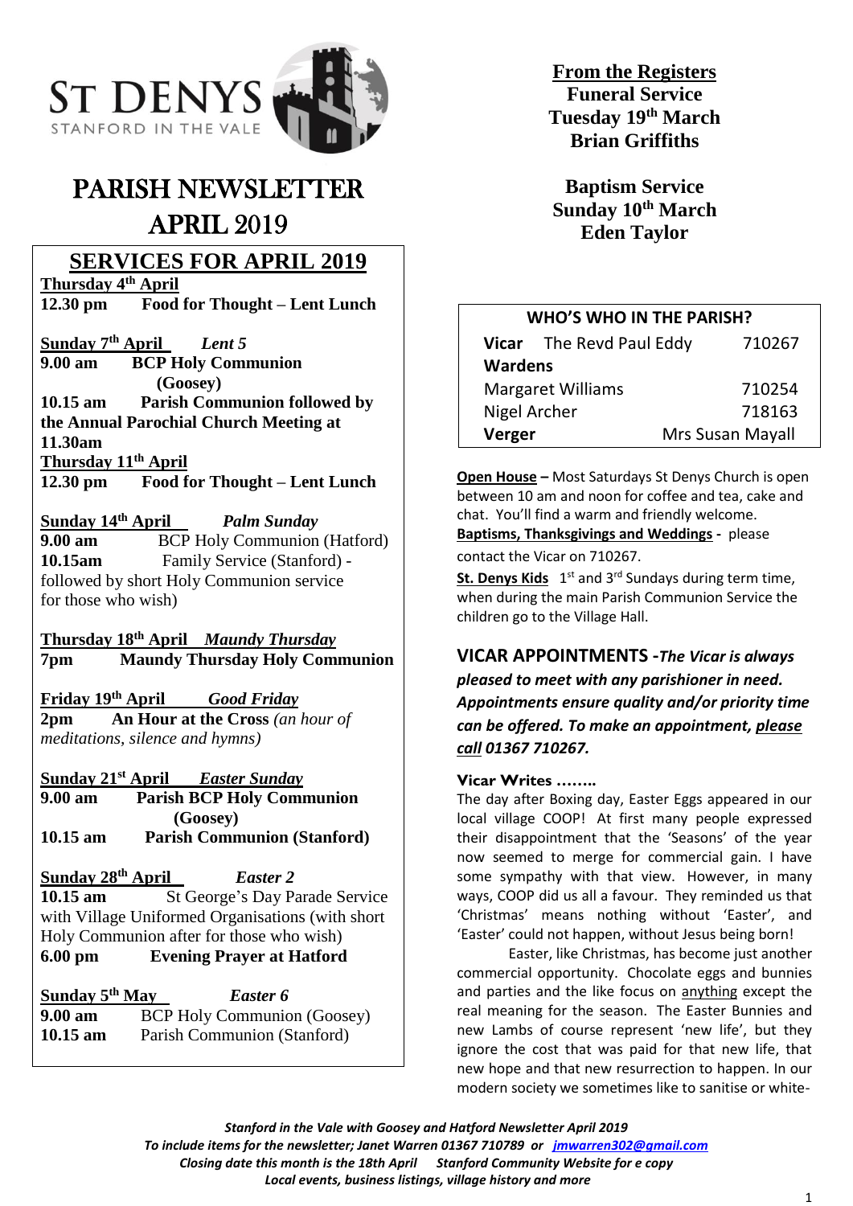# ST DENYS
STANFORD IN THE VALE

# PARISH NEWSLETTER APRIL 2019

## SERVICES FOR APRIL 2019

**Thursday 4th April**
**12.30 pm Food for Thought – Lent Lunch**

**Sunday 7th April** *Lent 5*
**9.00 am BCP Holy Communion (Goosey)**
**10.15 am Parish Communion followed by the Annual Parochial Church Meeting at 11.30am**

**Thursday 11th April**
**12.30 pm Food for Thought – Lent Lunch**

**Sunday 14th April** *Palm Sunday*
**9.00 am** BCP Holy Communion (Hatford)
**10.15am** Family Service (Stanford) - followed by short Holy Communion service for those who wish)

**Thursday 18th April** *Maundy Thursday*
**7pm Maundy Thursday Holy Communion**

**Friday 19th April** *Good Friday*
**2pm An Hour at the Cross** *(an hour of meditations, silence and hymns)*

**Sunday 21st April** *Easter Sunday*
**9.00 am Parish BCP Holy Communion (Goosey)**
**10.15 am Parish Communion (Stanford)**

**Sunday 28th April** *Easter 2*
**10.15 am** St George's Day Parade Service with Village Uniformed Organisations (with short Holy Communion after for those who wish)
**6.00 pm Evening Prayer at Hatford**

**Sunday 5th May** *Easter 6*
**9.00 am** BCP Holy Communion (Goosey)
**10.15 am** Parish Communion (Stanford)

## From the Registers

**Funeral Service**
**Tuesday 19th March**
**Brian Griffiths**

**Baptism Service**
**Sunday 10th March**
**Eden Taylor**

| WHO'S WHO IN THE PARISH? | |
|---|---|
| **Vicar** The Revd Paul Eddy | 710267 |
| **Wardens** | |
| Margaret Williams | 710254 |
| Nigel Archer | 718163 |
| **Verger** | Mrs Susan Mayall |

**Open House –** Most Saturdays St Denys Church is open between 10 am and noon for coffee and tea, cake and chat. You'll find a warm and friendly welcome.

**Baptisms, Thanksgivings and Weddings -** please contact the Vicar on 710267.

**St. Denys Kids** 1st and 3rd Sundays during term time, when during the main Parish Communion Service the children go to the Village Hall.

**VICAR APPOINTMENTS -** ***The Vicar is always pleased to meet with any parishioner in need. Appointments ensure quality and/or priority time can be offered. To make an appointment, please call 01367 710267.***

### Vicar Writes ……..

The day after Boxing day, Easter Eggs appeared in our local village COOP! At first many people expressed their disappointment that the 'Seasons' of the year now seemed to merge for commercial gain. I have some sympathy with that view. However, in many ways, COOP did us all a favour. They reminded us that 'Christmas' means nothing without 'Easter', and 'Easter' could not happen, without Jesus being born!

Easter, like Christmas, has become just another commercial opportunity. Chocolate eggs and bunnies and parties and the like focus on anything except the real meaning for the season. The Easter Bunnies and new Lambs of course represent 'new life', but they ignore the cost that was paid for that new life, that new hope and that new resurrection to happen. In our modern society we sometimes like to sanitise or white-

*Stanford in the Vale with Goosey and Hatford Newsletter April 2019*
*To include items for the newsletter; Janet Warren 01367 710789 or jmwarren302@gmail.com*
*Closing date this month is the 18th April Stanford Community Website for e copy*
*Local events, business listings, village history and more*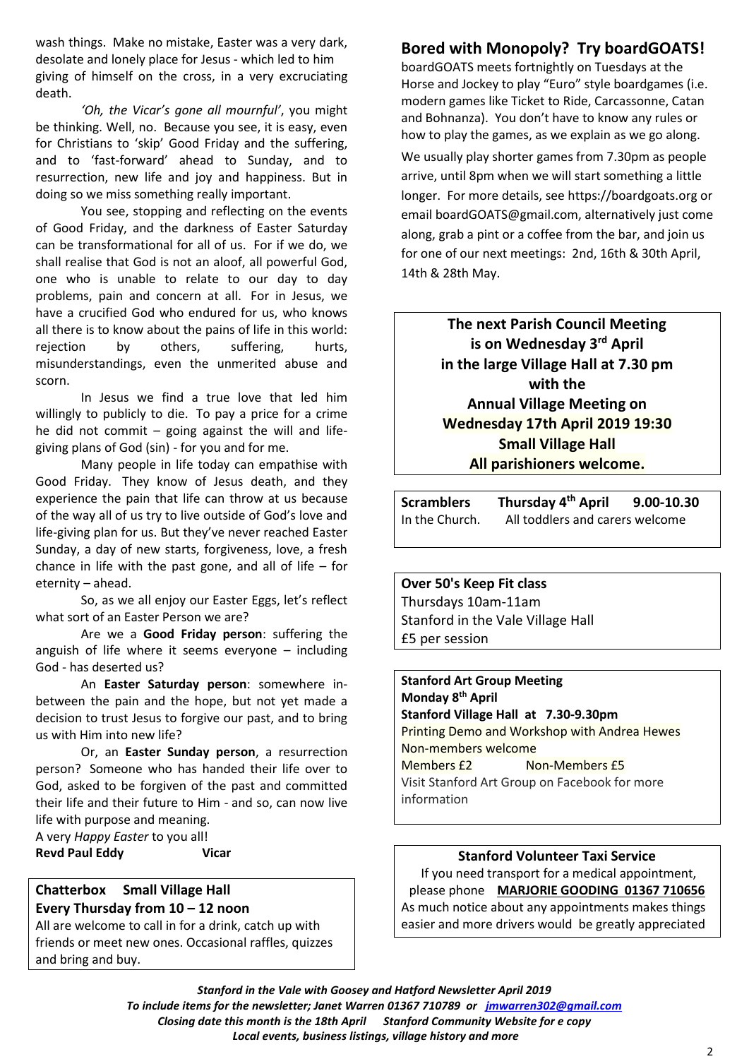wash things. Make no mistake, Easter was a very dark, desolate and lonely place for Jesus - which led to him giving of himself on the cross, in a very excruciating death.

*'Oh, the Vicar's gone all mournful'*, you might be thinking. Well, no. Because you see, it is easy, even for Christians to 'skip' Good Friday and the suffering, and to 'fast-forward' ahead to Sunday, and to resurrection, new life and joy and happiness. But in doing so we miss something really important.

You see, stopping and reflecting on the events of Good Friday, and the darkness of Easter Saturday can be transformational for all of us. For if we do, we shall realise that God is not an aloof, all powerful God, one who is unable to relate to our day to day problems, pain and concern at all. For in Jesus, we have a crucified God who endured for us, who knows all there is to know about the pains of life in this world: rejection by others, suffering, hurts, misunderstandings, even the unmerited abuse and scorn.

In Jesus we find a true love that led him willingly to publicly to die. To pay a price for a crime he did not commit – going against the will and life-giving plans of God (sin) - for you and for me.

Many people in life today can empathise with Good Friday. They know of Jesus death, and they experience the pain that life can throw at us because of the way all of us try to live outside of God's love and life-giving plan for us. But they've never reached Easter Sunday, a day of new starts, forgiveness, love, a fresh chance in life with the past gone, and all of life – for eternity – ahead.

So, as we all enjoy our Easter Eggs, let's reflect what sort of an Easter Person we are?

Are we a **Good Friday person**: suffering the anguish of life where it seems everyone – including God - has deserted us?

An **Easter Saturday person**: somewhere in-between the pain and the hope, but not yet made a decision to trust Jesus to forgive our past, and to bring us with Him into new life?

Or, an **Easter Sunday person**, a resurrection person? Someone who has handed their life over to God, asked to be forgiven of the past and committed their life and their future to Him - and so, can now live life with purpose and meaning.

A very *Happy Easter* to you all!

**Revd Paul Eddy Vicar**

**Chatterbox Small Village Hall**
**Every Thursday from 10 – 12 noon**
All are welcome to call in for a drink, catch up with friends or meet new ones. Occasional raffles, quizzes and bring and buy.

## Bored with Monopoly? Try boardGOATS!

boardGOATS meets fortnightly on Tuesdays at the Horse and Jockey to play "Euro" style boardgames (i.e. modern games like Ticket to Ride, Carcassonne, Catan and Bohnanza). You don't have to know any rules or how to play the games, as we explain as we go along.

We usually play shorter games from 7.30pm as people arrive, until 8pm when we will start something a little longer. For more details, see https://boardgoats.org or email boardGOATS@gmail.com, alternatively just come along, grab a pint or a coffee from the bar, and join us for one of our next meetings: 2nd, 16th & 30th April, 14th & 28th May.

**The next Parish Council Meeting is on Wednesday 3rd April in the large Village Hall at 7.30 pm with the Annual Village Meeting on Wednesday 17th April 2019 19:30 Small Village Hall All parishioners welcome.**

**Scramblers Thursday 4th April 9.00-10.30**
In the Church. All toddlers and carers welcome

**Over 50's Keep Fit class**
Thursdays 10am-11am
Stanford in the Vale Village Hall
£5 per session

**Stanford Art Group Meeting**
**Monday 8th April**
**Stanford Village Hall at 7.30-9.30pm**
Printing Demo and Workshop with Andrea Hewes
Non-members welcome
Members £2 Non-Members £5
Visit Stanford Art Group on Facebook for more information

**Stanford Volunteer Taxi Service**
If you need transport for a medical appointment, please phone **MARJORIE GOODING 01367 710656**
As much notice about any appointments makes things easier and more drivers would be greatly appreciated

*Stanford in the Vale with Goosey and Hatford Newsletter April 2019*
*To include items for the newsletter; Janet Warren 01367 710789 or jmwarren302@gmail.com*
*Closing date this month is the 18th April Stanford Community Website for e copy*
*Local events, business listings, village history and more*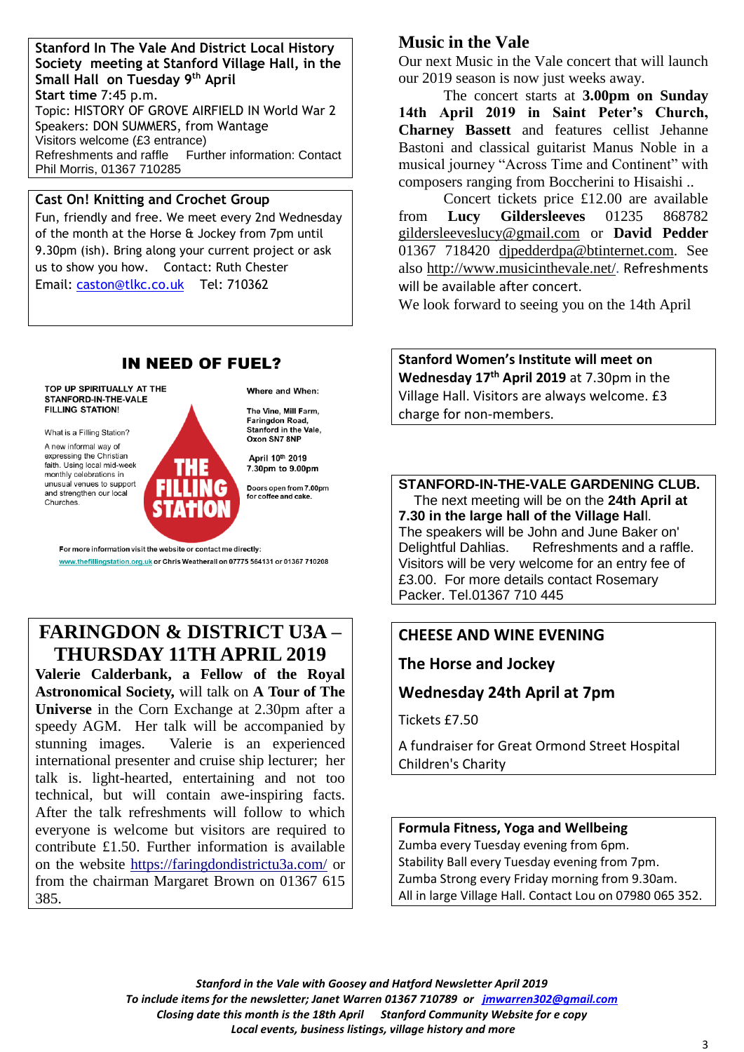**Stanford In The Vale And District Local History Society meeting at Stanford Village Hall, in the Small Hall on Tuesday 9th April**

**Start time** 7:45 p.m.

Topic: HISTORY OF GROVE AIRFIELD IN World War 2

Speakers: DON SUMMERS, from Wantage

Visitors welcome (£3 entrance)

Refreshments and raffle Further information: Contact Phil Morris, 01367 710285

**Cast On! Knitting and Crochet Group**

Fun, friendly and free. We meet every 2nd Wednesday of the month at the Horse & Jockey from 7pm until 9.30pm (ish). Bring along your current project or ask us to show you how. Contact: Ruth Chester

Email: caston@tlkc.co.uk Tel: 710362

## IN NEED OF FUEL?

TOP UP SPIRITUALLY AT THE STANFORD-IN-THE-VALE FILLING STATION!

What is a Filling Station?

A new informal way of expressing the Christian faith. Using local mid-week monthly celebrations in unusual venues to support and strengthen our local Churches.

THE FILLING STATION

Where and When:

The Vine, Mill Farm, Faringdon Road, Stanford in the Vale, Oxon SN7 8NP

April 10th 2019
7.30pm to 9.00pm

Doors open from 7.00pm for coffee and cake.

For more information visit the website or contact me directly: www.thefillingstation.org.uk or Chris Weatherall on 07775 564131 or 01367 710208

## FARINGDON & DISTRICT U3A – THURSDAY 11TH APRIL 2019

**Valerie Calderbank, a Fellow of the Royal Astronomical Society,** will talk on **A Tour of The Universe** in the Corn Exchange at 2.30pm after a speedy AGM. Her talk will be accompanied by stunning images. Valerie is an experienced international presenter and cruise ship lecturer; her talk is. light-hearted, entertaining and not too technical, but will contain awe-inspiring facts. After the talk refreshments will follow to which everyone is welcome but visitors are required to contribute £1.50. Further information is available on the website https://faringdondistrictu3a.com/ or from the chairman Margaret Brown on 01367 615 385.

## Music in the Vale

Our next Music in the Vale concert that will launch our 2019 season is now just weeks away.

The concert starts at **3.00pm on Sunday 14th April 2019 in Saint Peter's Church, Charney Bassett** and features cellist Jehanne Bastoni and classical guitarist Manus Noble in a musical journey "Across Time and Continent" with composers ranging from Boccherini to Hisaishi ..

Concert tickets price £12.00 are available from **Lucy Gildersleeves** 01235 868782 gildersleeveslucy@gmail.com or **David Pedder** 01367 718420 djpedderdpa@btinternet.com. See also http://www.musicinthevale.net/. Refreshments will be available after concert.

We look forward to seeing you on the 14th April

**Stanford Women's Institute will meet on Wednesday 17th April 2019** at 7.30pm in the Village Hall. Visitors are always welcome. £3 charge for non-members.

**STANFORD-IN-THE-VALE GARDENING CLUB.**

The next meeting will be on the **24th April at 7.30 in the large hall of the Village Hal**l.
The speakers will be John and June Baker on' Delightful Dahlias. Refreshments and a raffle. Visitors will be very welcome for an entry fee of £3.00. For more details contact Rosemary Packer. Tel.01367 710 445

**CHEESE AND WINE EVENING**

**The Horse and Jockey**

**Wednesday 24th April at 7pm**

Tickets £7.50

A fundraiser for Great Ormond Street Hospital Children's Charity

**Formula Fitness, Yoga and Wellbeing**

Zumba every Tuesday evening from 6pm.
Stability Ball every Tuesday evening from 7pm.
Zumba Strong every Friday morning from 9.30am.
All in large Village Hall. Contact Lou on 07980 065 352.

***Stanford in the Vale with Goosey and Hatford Newsletter April 2019***
***To include items for the newsletter; Janet Warren 01367 710789 or jmwarren302@gmail.com***
***Closing date this month is the 18th April Stanford Community Website for e copy***
***Local events, business listings, village history and more***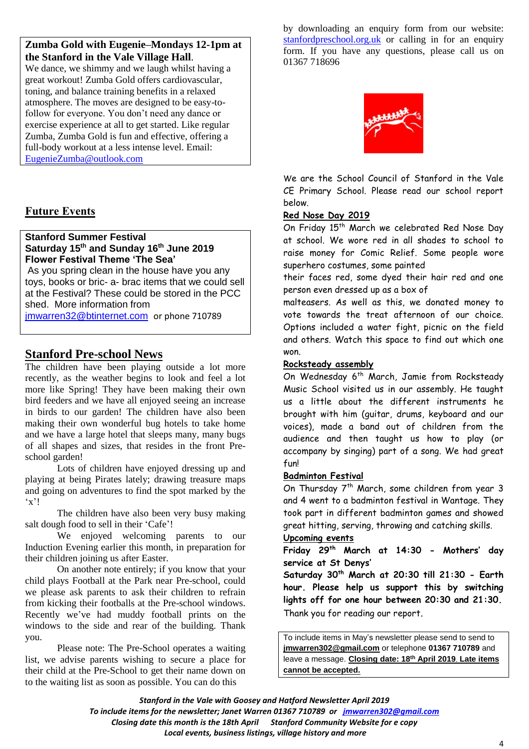**Zumba Gold with Eugenie–Mondays 12-1pm at the Stanford in the Vale Village Hall**.

We dance, we shimmy and we laugh whilst having a great workout! Zumba Gold offers cardiovascular, toning, and balance training benefits in a relaxed atmosphere. The moves are designed to be easy-to-follow for everyone. You don't need any dance or exercise experience at all to get started. Like regular Zumba, Zumba Gold is fun and effective, offering a full-body workout at a less intense level. Email: EugenieZumba@outlook.com

## Future Events

**Stanford Summer Festival**
**Saturday 15th and Sunday 16th June 2019**
**Flower Festival Theme 'The Sea'**

As you spring clean in the house have you any toys, books or bric- a- brac items that we could sell at the Festival? These could be stored in the PCC shed. More information from jmwarren32@btinternet.com or phone 710789

## Stanford Pre-school News

The children have been playing outside a lot more recently, as the weather begins to look and feel a lot more like Spring! They have been making their own bird feeders and we have all enjoyed seeing an increase in birds to our garden! The children have also been making their own wonderful bug hotels to take home and we have a large hotel that sleeps many, many bugs of all shapes and sizes, that resides in the front Pre-school garden!

Lots of children have enjoyed dressing up and playing at being Pirates lately; drawing treasure maps and going on adventures to find the spot marked by the 'x'!

The children have also been very busy making salt dough food to sell in their 'Cafe'!

We enjoyed welcoming parents to our Induction Evening earlier this month, in preparation for their children joining us after Easter.

On another note entirely; if you know that your child plays Football at the Park near Pre-school, could we please ask parents to ask their children to refrain from kicking their footballs at the Pre-school windows. Recently we've had muddy football prints on the windows to the side and rear of the building. Thank you.

Please note: The Pre-School operates a waiting list, we advise parents wishing to secure a place for their child at the Pre-School to get their name down on to the waiting list as soon as possible. You can do this by downloading an enquiry form from our website: stanfordpreschool.org.uk or calling in for an enquiry form. If you have any questions, please call us on 01367 718696

We are the School Council of Stanford in the Vale CE Primary School. Please read our school report below.

**Red Nose Day 2019**

On Friday 15th March we celebrated Red Nose Day at school. We wore red in all shades to school to raise money for Comic Relief. Some people wore superhero costumes, some painted their faces red, some dyed their hair red and one person even dressed up as a box of malteasers. As well as this, we donated money to vote towards the treat afternoon of our choice. Options included a water fight, picnic on the field and others. Watch this space to find out which one won.

**Rocksteady assembly**

On Wednesday 6th March, Jamie from Rocksteady Music School visited us in our assembly. He taught us a little about the different instruments he brought with him (guitar, drums, keyboard and our voices), made a band out of children from the audience and then taught us how to play (or accompany by singing) part of a song. We had great fun!

**Badminton Festival**

On Thursday 7th March, some children from year 3 and 4 went to a badminton festival in Wantage. They took part in different badminton games and showed great hitting, serving, throwing and catching skills.

**Upcoming events**

**Friday 29th March at 14:30 - Mothers' day service at St Denys'**

**Saturday 30th March at 20:30 till 21:30 - Earth hour. Please help us support this by switching lights off for one hour between 20:30 and 21:30.**

Thank you for reading our report.

To include items in May's newsletter please send to send to **jmwarren302@gmail.com** or telephone **01367 710789** and leave a message. **Closing date: 18th April 2019. Late items cannot be accepted.**

***Stanford in the Vale with Goosey and Hatford Newsletter April 2019***
***To include items for the newsletter; Janet Warren 01367 710789 or jmwarren302@gmail.com***
***Closing date this month is the 18th April Stanford Community Website for e copy***
***Local events, business listings, village history and more***